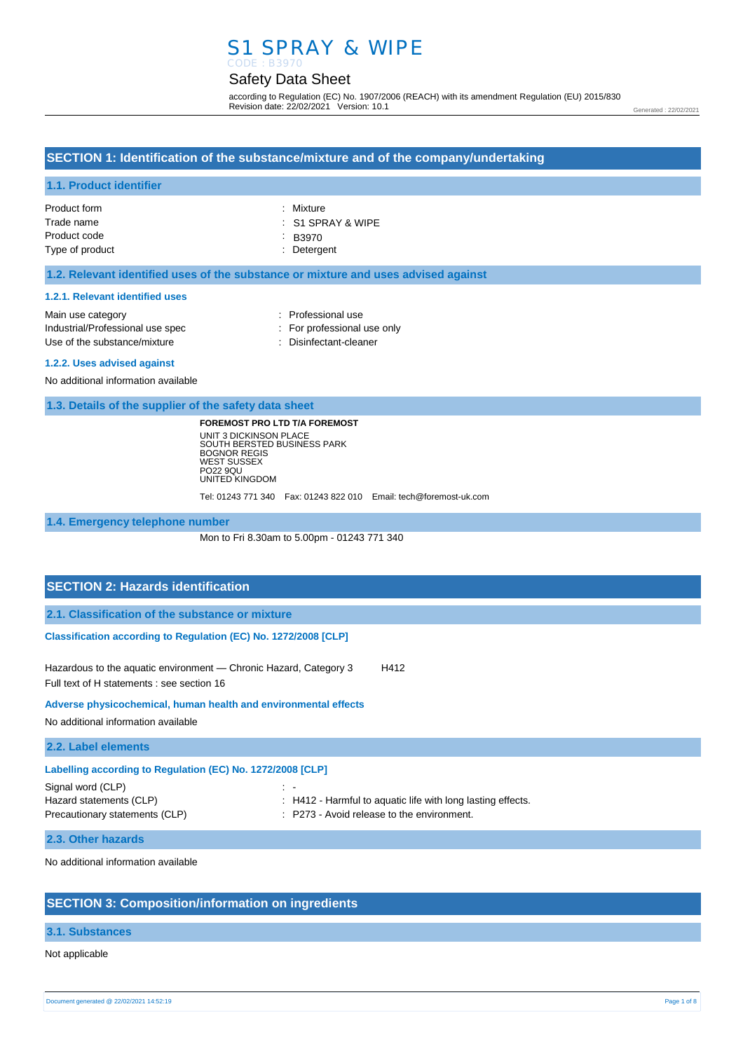# S1 SPRAY & WIPE

CODE : B3970

## Safety Data Sheet

according to Regulation (EC) No. 1907/2006 (REACH) with its amendment Regulation (EU) 2015/830
Revision date: 22/02/2021 Version: 10.1

Generated : 22/02/2021

## SECTION 1: Identification of the substance/mixture and of the company/undertaking

### 1.1. Product identifier

| | |
|---|---|
| Product form | : Mixture |
| Trade name | : S1 SPRAY & WIPE |
| Product code | : B3970 |
| Type of product | : Detergent |

### 1.2. Relevant identified uses of the substance or mixture and uses advised against

#### 1.2.1. Relevant identified uses

| | |
|---|---|
| Main use category | : Professional use |
| Industrial/Professional use spec | : For professional use only |
| Use of the substance/mixture | : Disinfectant-cleaner |

#### 1.2.2. Uses advised against

No additional information available

### 1.3. Details of the supplier of the safety data sheet

**FOREMOST PRO LTD T/A FOREMOST**
UNIT 3 DICKINSON PLACE
SOUTH BERSTED BUSINESS PARK
BOGNOR REGIS
WEST SUSSEX
PO22 9QU
UNITED KINGDOM

Tel: 01243 771 340 Fax: 01243 822 010 Email: tech@foremost-uk.com

### 1.4. Emergency telephone number

Mon to Fri 8.30am to 5.00pm - 01243 771 340

## SECTION 2: Hazards identification

### 2.1. Classification of the substance or mixture

#### Classification according to Regulation (EC) No. 1272/2008 [CLP]

Hazardous to the aquatic environment — Chronic Hazard, Category 3 H412

Full text of H statements : see section 16

#### Adverse physicochemical, human health and environmental effects

No additional information available

### 2.2. Label elements

#### Labelling according to Regulation (EC) No. 1272/2008 [CLP]

| | |
|---|---|
| Signal word (CLP) | : - |
| Hazard statements (CLP) | : H412 - Harmful to aquatic life with long lasting effects. |
| Precautionary statements (CLP) | : P273 - Avoid release to the environment. |

### 2.3. Other hazards

No additional information available

## SECTION 3: Composition/information on ingredients

### 3.1. Substances

Not applicable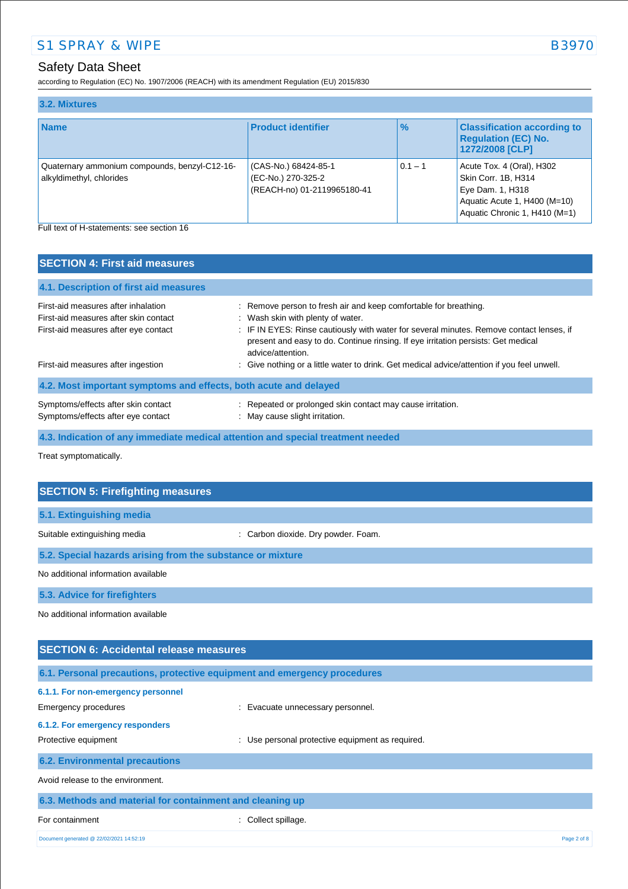### 3.2. Mixtures

| Name | Product identifier | % | Classification according to Regulation (EC) No. 1272/2008 [CLP] |
|---|---|---|---|
| Quaternary ammonium compounds, benzyl-C12-16-alkyldimethyl, chlorides | (CAS-No.) 68424-85-1<br>(EC-No.) 270-325-2<br>(REACH-no) 01-2119965180-41 | 0.1 – 1 | Acute Tox. 4 (Oral), H302<br>Skin Corr. 1B, H314<br>Eye Dam. 1, H318<br>Aquatic Acute 1, H400 (M=10)<br>Aquatic Chronic 1, H410 (M=1) |

Full text of H-statements: see section 16

## SECTION 4: First aid measures

### 4.1. Description of first aid measures

First-aid measures after inhalation : Remove person to fresh air and keep comfortable for breathing.

First-aid measures after skin contact : Wash skin with plenty of water.

First-aid measures after eye contact : IF IN EYES: Rinse cautiously with water for several minutes. Remove contact lenses, if present and easy to do. Continue rinsing. If eye irritation persists: Get medical advice/attention.

First-aid measures after ingestion : Give nothing or a little water to drink. Get medical advice/attention if you feel unwell.

### 4.2. Most important symptoms and effects, both acute and delayed

Symptoms/effects after skin contact : Repeated or prolonged skin contact may cause irritation.

Symptoms/effects after eye contact : May cause slight irritation.

### 4.3. Indication of any immediate medical attention and special treatment needed

Treat symptomatically.

## SECTION 5: Firefighting measures

### 5.1. Extinguishing media

Suitable extinguishing media : Carbon dioxide. Dry powder. Foam.

### 5.2. Special hazards arising from the substance or mixture

No additional information available

### 5.3. Advice for firefighters

No additional information available

## SECTION 6: Accidental release measures

### 6.1. Personal precautions, protective equipment and emergency procedures

#### 6.1.1. For non-emergency personnel

Emergency procedures : Evacuate unnecessary personnel.

#### 6.1.2. For emergency responders

Protective equipment : Use personal protective equipment as required.

### 6.2. Environmental precautions

Avoid release to the environment.

### 6.3. Methods and material for containment and cleaning up

For containment : Collect spillage.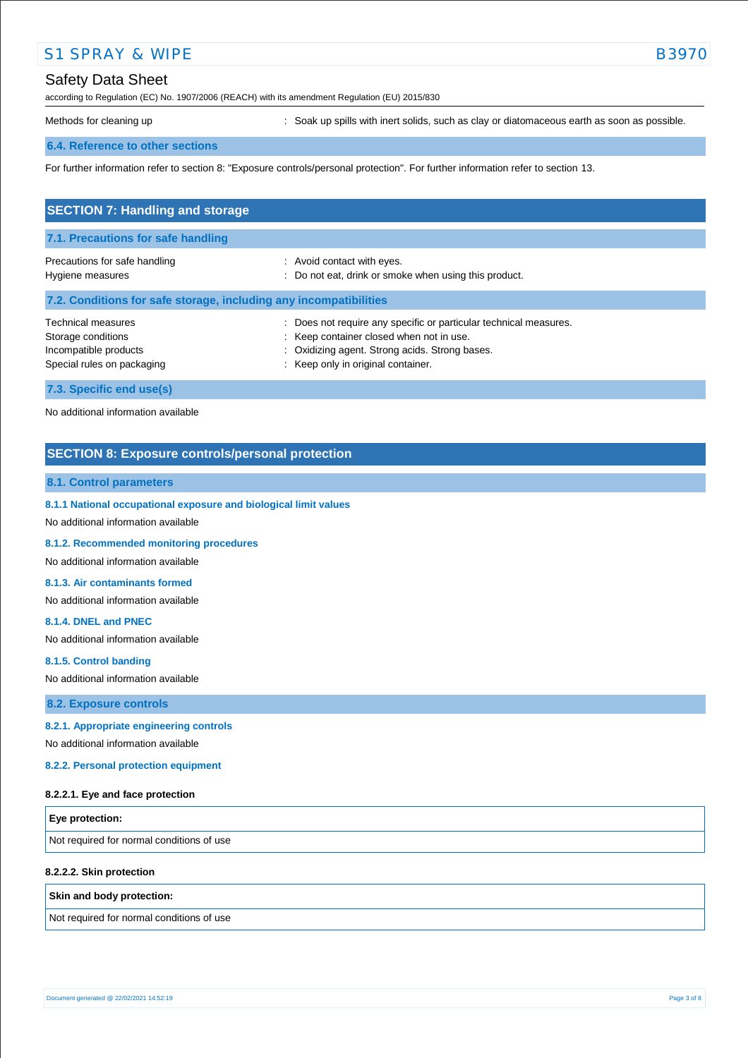Methods for cleaning up : Soak up spills with inert solids, such as clay or diatomaceous earth as soon as possible.

### 6.4. Reference to other sections

For further information refer to section 8: "Exposure controls/personal protection". For further information refer to section 13.

## SECTION 7: Handling and storage

### 7.1. Precautions for safe handling

Precautions for safe handling : Avoid contact with eyes.
Hygiene measures : Do not eat, drink or smoke when using this product.

### 7.2. Conditions for safe storage, including any incompatibilities

Technical measures : Does not require any specific or particular technical measures.
Storage conditions : Keep container closed when not in use.
Incompatible products : Oxidizing agent. Strong acids. Strong bases.
Special rules on packaging : Keep only in original container.

### 7.3. Specific end use(s)

No additional information available

## SECTION 8: Exposure controls/personal protection

### 8.1. Control parameters

#### 8.1.1 National occupational exposure and biological limit values

No additional information available

#### 8.1.2. Recommended monitoring procedures

No additional information available

#### 8.1.3. Air contaminants formed

No additional information available

#### 8.1.4. DNEL and PNEC

No additional information available

#### 8.1.5. Control banding

No additional information available

### 8.2. Exposure controls

#### 8.2.1. Appropriate engineering controls

No additional information available

#### 8.2.2. Personal protection equipment

**8.2.2.1. Eye and face protection**

| Eye protection: |
| --- |
| Not required for normal conditions of use |

**8.2.2.2. Skin protection**

| Skin and body protection: |
| --- |
| Not required for normal conditions of use |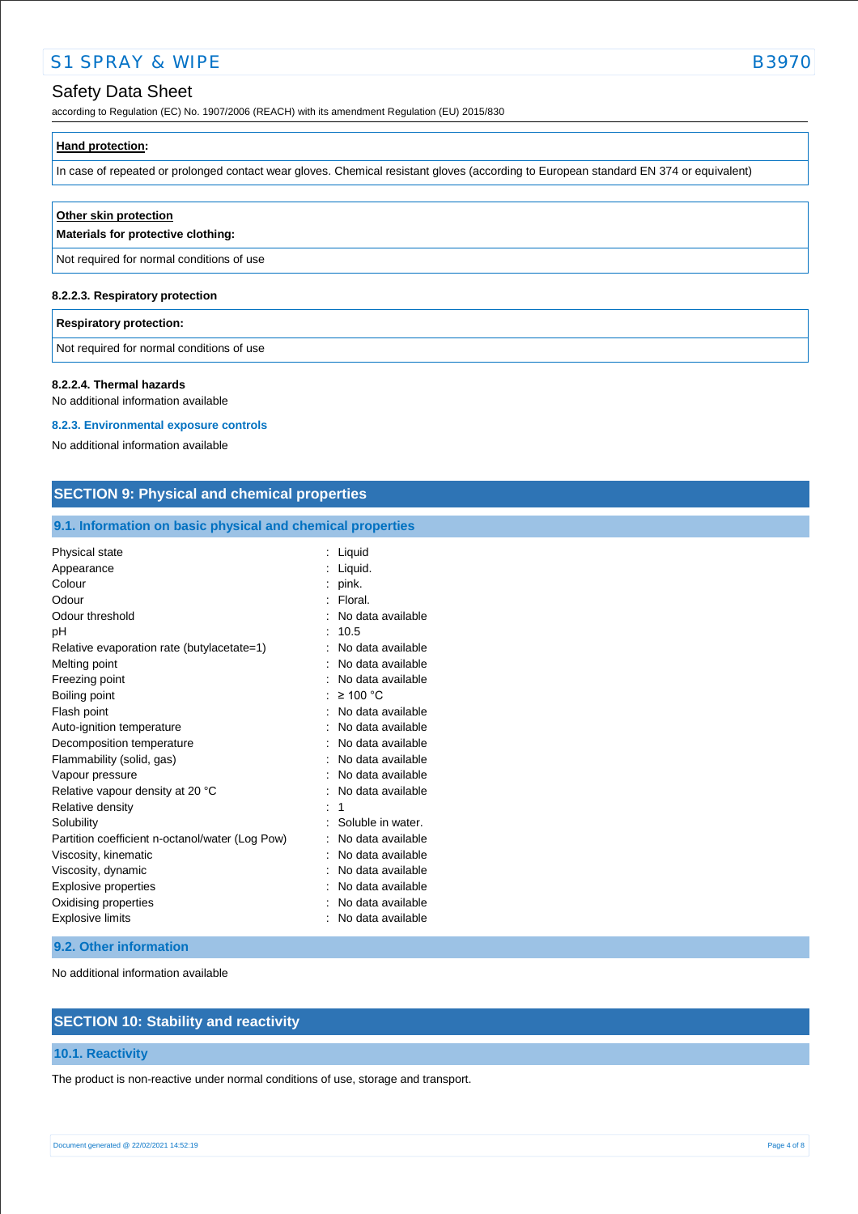| **Hand protection:** |
|---|
| In case of repeated or prolonged contact wear gloves. Chemical resistant gloves (according to European standard EN 374 or equivalent) |

| **Other skin protection**<br>**Materials for protective clothing:** |
|---|
| Not required for normal conditions of use |

**8.2.2.3. Respiratory protection**

| **Respiratory protection:** |
|---|
| Not required for normal conditions of use |

**8.2.2.4. Thermal hazards**

No additional information available

### 8.2.3. Environmental exposure controls

No additional information available

## SECTION 9: Physical and chemical properties

### 9.1. Information on basic physical and chemical properties

| | |
|---|---|
| Physical state | : Liquid |
| Appearance | : Liquid. |
| Colour | : pink. |
| Odour | : Floral. |
| Odour threshold | : No data available |
| pH | : 10.5 |
| Relative evaporation rate (butylacetate=1) | : No data available |
| Melting point | : No data available |
| Freezing point | : No data available |
| Boiling point | : ≥ 100 °C |
| Flash point | : No data available |
| Auto-ignition temperature | : No data available |
| Decomposition temperature | : No data available |
| Flammability (solid, gas) | : No data available |
| Vapour pressure | : No data available |
| Relative vapour density at 20 °C | : No data available |
| Relative density | : 1 |
| Solubility | : Soluble in water. |
| Partition coefficient n-octanol/water (Log Pow) | : No data available |
| Viscosity, kinematic | : No data available |
| Viscosity, dynamic | : No data available |
| Explosive properties | : No data available |
| Oxidising properties | : No data available |
| Explosive limits | : No data available |

### 9.2. Other information

No additional information available

## SECTION 10: Stability and reactivity

### 10.1. Reactivity

The product is non-reactive under normal conditions of use, storage and transport.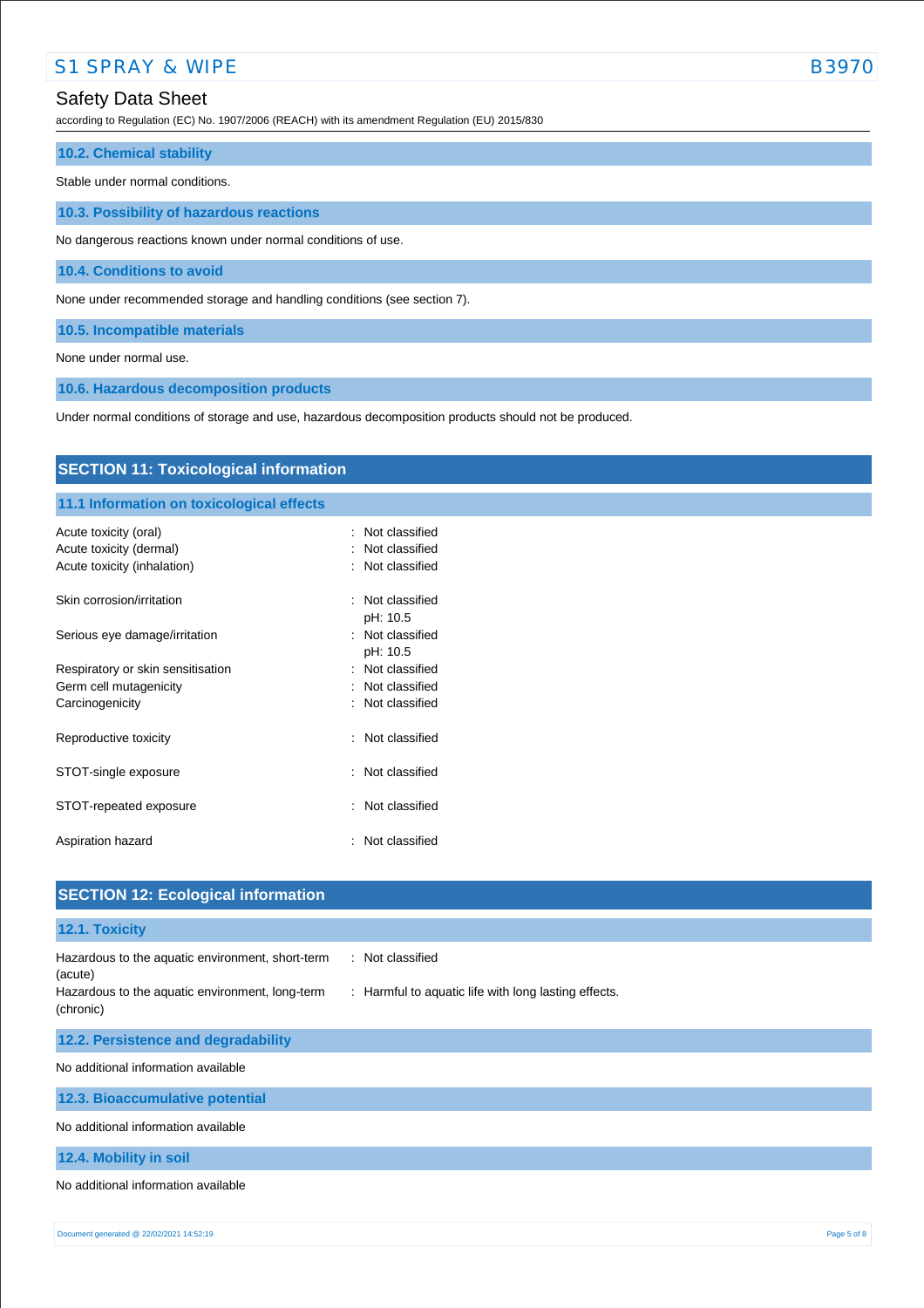### 10.2. Chemical stability

Stable under normal conditions.

### 10.3. Possibility of hazardous reactions

No dangerous reactions known under normal conditions of use.

### 10.4. Conditions to avoid

None under recommended storage and handling conditions (see section 7).

### 10.5. Incompatible materials

None under normal use.

### 10.6. Hazardous decomposition products

Under normal conditions of storage and use, hazardous decomposition products should not be produced.

## SECTION 11: Toxicological information

### 11.1 Information on toxicological effects

| | |
|---|---|
| Acute toxicity (oral) | : Not classified |
| Acute toxicity (dermal) | : Not classified |
| Acute toxicity (inhalation) | : Not classified |
| Skin corrosion/irritation | : Not classified<br>pH: 10.5 |
| Serious eye damage/irritation | : Not classified<br>pH: 10.5 |
| Respiratory or skin sensitisation | : Not classified |
| Germ cell mutagenicity | : Not classified |
| Carcinogenicity | : Not classified |
| Reproductive toxicity | : Not classified |
| STOT-single exposure | : Not classified |
| STOT-repeated exposure | : Not classified |
| Aspiration hazard | : Not classified |

## SECTION 12: Ecological information

### 12.1. Toxicity

| | |
|---|---|
| Hazardous to the aquatic environment, short-term (acute) | : Not classified |
| Hazardous to the aquatic environment, long-term (chronic) | : Harmful to aquatic life with long lasting effects. |

### 12.2. Persistence and degradability

No additional information available

### 12.3. Bioaccumulative potential

No additional information available

### 12.4. Mobility in soil

No additional information available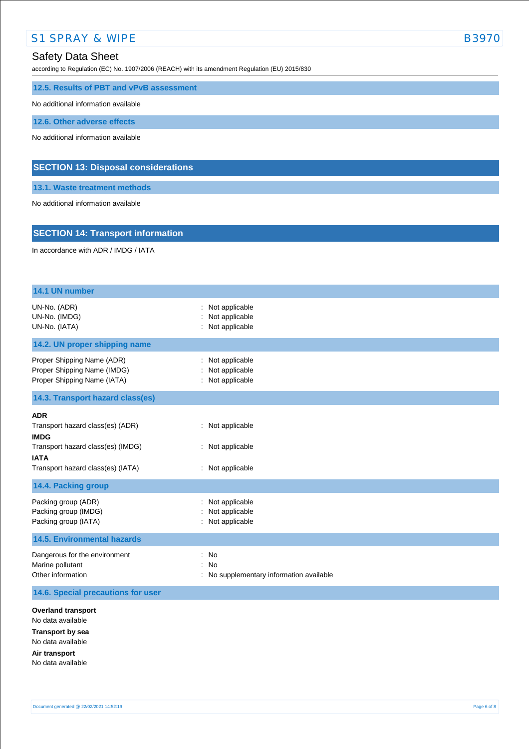### 12.5. Results of PBT and vPvB assessment

No additional information available

### 12.6. Other adverse effects

No additional information available

## SECTION 13: Disposal considerations

### 13.1. Waste treatment methods

No additional information available

## SECTION 14: Transport information

In accordance with ADR / IMDG / IATA

### 14.1 UN number

| | |
|---|---|
| UN-No. (ADR) | : Not applicable |
| UN-No. (IMDG) | : Not applicable |
| UN-No. (IATA) | : Not applicable |

### 14.2. UN proper shipping name

| | |
|---|---|
| Proper Shipping Name (ADR) | : Not applicable |
| Proper Shipping Name (IMDG) | : Not applicable |
| Proper Shipping Name (IATA) | : Not applicable |

### 14.3. Transport hazard class(es)

**ADR**

Transport hazard class(es) (ADR) : Not applicable

**IMDG**

Transport hazard class(es) (IMDG) : Not applicable

**IATA**

Transport hazard class(es) (IATA) : Not applicable

### 14.4. Packing group

| | |
|---|---|
| Packing group (ADR) | : Not applicable |
| Packing group (IMDG) | : Not applicable |
| Packing group (IATA) | : Not applicable |

### 14.5. Environmental hazards

| | |
|---|---|
| Dangerous for the environment | : No |
| Marine pollutant | : No |
| Other information | : No supplementary information available |

### 14.6. Special precautions for user

**Overland transport**

No data available

**Transport by sea**

No data available

**Air transport**

No data available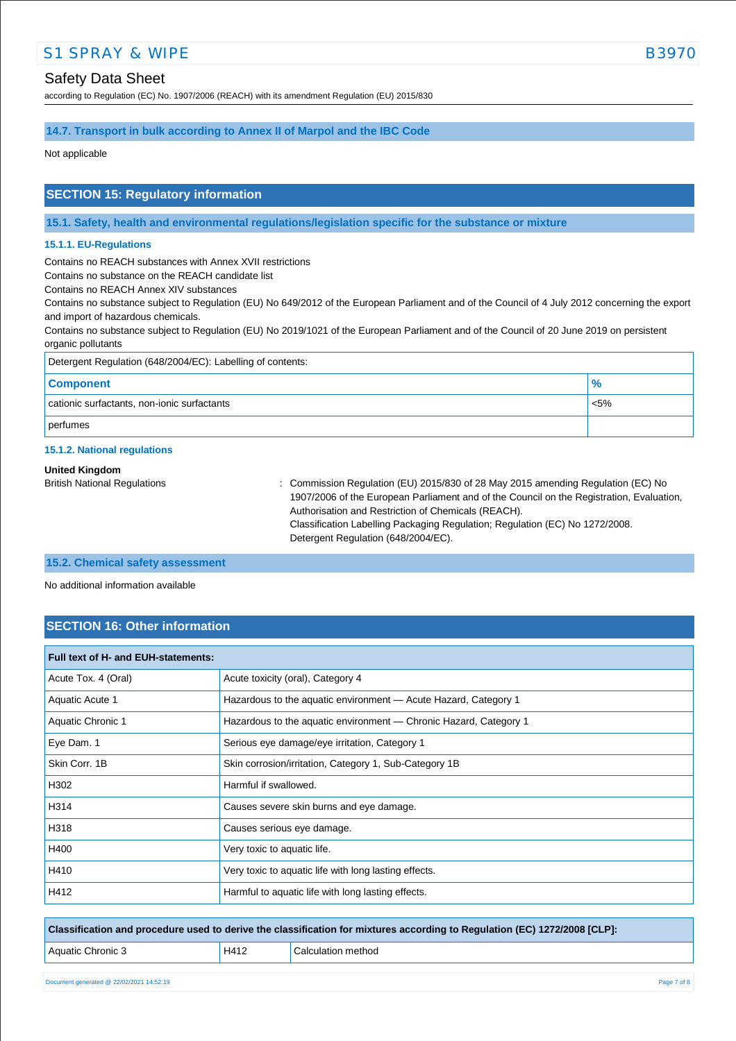### 14.7. Transport in bulk according to Annex II of Marpol and the IBC Code

Not applicable

## SECTION 15: Regulatory information

### 15.1. Safety, health and environmental regulations/legislation specific for the substance or mixture

#### 15.1.1. EU-Regulations

Contains no REACH substances with Annex XVII restrictions
Contains no substance on the REACH candidate list
Contains no REACH Annex XIV substances
Contains no substance subject to Regulation (EU) No 649/2012 of the European Parliament and of the Council of 4 July 2012 concerning the export and import of hazardous chemicals.
Contains no substance subject to Regulation (EU) No 2019/1021 of the European Parliament and of the Council of 20 June 2019 on persistent organic pollutants

| Detergent Regulation (648/2004/EC): Labelling of contents: | |
|---|---|
| **Component** | **%** |
| cationic surfactants, non-ionic surfactants | <5% |
| perfumes | |

#### 15.1.2. National regulations

**United Kingdom**

British National Regulations : Commission Regulation (EU) 2015/830 of 28 May 2015 amending Regulation (EC) No 1907/2006 of the European Parliament and of the Council on the Registration, Evaluation, Authorisation and Restriction of Chemicals (REACH).
Classification Labelling Packaging Regulation; Regulation (EC) No 1272/2008.
Detergent Regulation (648/2004/EC).

### 15.2. Chemical safety assessment

No additional information available

## SECTION 16: Other information

| Full text of H- and EUH-statements: | |
|---|---|
| Acute Tox. 4 (Oral) | Acute toxicity (oral), Category 4 |
| Aquatic Acute 1 | Hazardous to the aquatic environment — Acute Hazard, Category 1 |
| Aquatic Chronic 1 | Hazardous to the aquatic environment — Chronic Hazard, Category 1 |
| Eye Dam. 1 | Serious eye damage/eye irritation, Category 1 |
| Skin Corr. 1B | Skin corrosion/irritation, Category 1, Sub-Category 1B |
| H302 | Harmful if swallowed. |
| H314 | Causes severe skin burns and eye damage. |
| H318 | Causes serious eye damage. |
| H400 | Very toxic to aquatic life. |
| H410 | Very toxic to aquatic life with long lasting effects. |
| H412 | Harmful to aquatic life with long lasting effects. |

| Classification and procedure used to derive the classification for mixtures according to Regulation (EC) 1272/2008 [CLP]: | | |
|---|---|---|
| Aquatic Chronic 3 | H412 | Calculation method |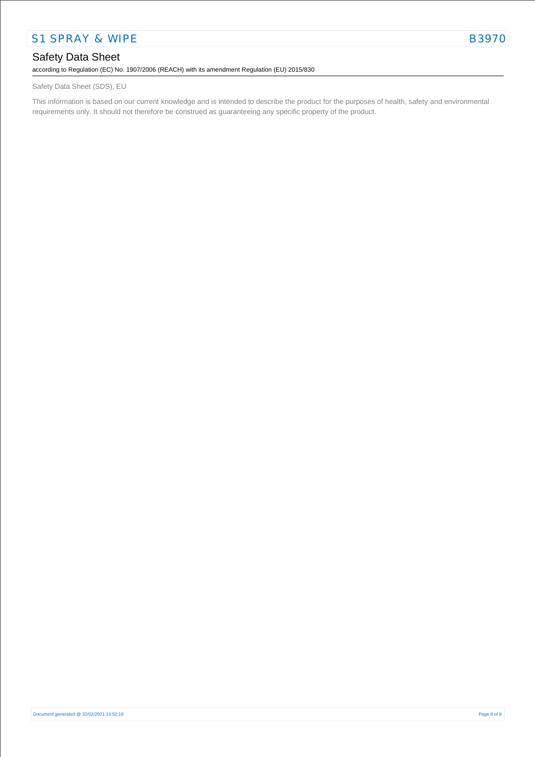Safety Data Sheet (SDS), EU

This information is based on our current knowledge and is intended to describe the product for the purposes of health, safety and environmental requirements only. It should not therefore be construed as guaranteeing any specific property of the product.